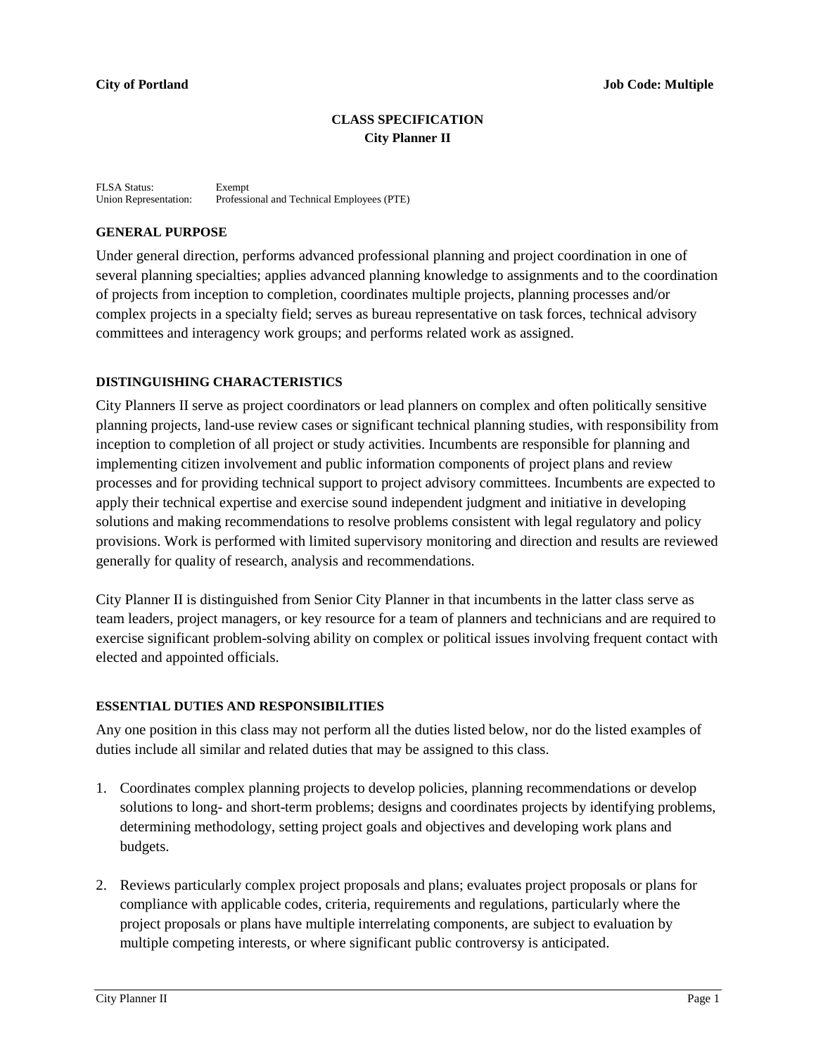**City of Portland** **Job Code: Multiple**

# CLASS SPECIFICATION
## City Planner II

FLSA Status: Exempt
Union Representation: Professional and Technical Employees (PTE)

### GENERAL PURPOSE

Under general direction, performs advanced professional planning and project coordination in one of several planning specialties; applies advanced planning knowledge to assignments and to the coordination of projects from inception to completion, coordinates multiple projects, planning processes and/or complex projects in a specialty field; serves as bureau representative on task forces, technical advisory committees and interagency work groups; and performs related work as assigned.

### DISTINGUISHING CHARACTERISTICS

City Planners II serve as project coordinators or lead planners on complex and often politically sensitive planning projects, land-use review cases or significant technical planning studies, with responsibility from inception to completion of all project or study activities. Incumbents are responsible for planning and implementing citizen involvement and public information components of project plans and review processes and for providing technical support to project advisory committees. Incumbents are expected to apply their technical expertise and exercise sound independent judgment and initiative in developing solutions and making recommendations to resolve problems consistent with legal regulatory and policy provisions. Work is performed with limited supervisory monitoring and direction and results are reviewed generally for quality of research, analysis and recommendations.

City Planner II is distinguished from Senior City Planner in that incumbents in the latter class serve as team leaders, project managers, or key resource for a team of planners and technicians and are required to exercise significant problem-solving ability on complex or political issues involving frequent contact with elected and appointed officials.

### ESSENTIAL DUTIES AND RESPONSIBILITIES

Any one position in this class may not perform all the duties listed below, nor do the listed examples of duties include all similar and related duties that may be assigned to this class.

1. Coordinates complex planning projects to develop policies, planning recommendations or develop solutions to long- and short-term problems; designs and coordinates projects by identifying problems, determining methodology, setting project goals and objectives and developing work plans and budgets.

2. Reviews particularly complex project proposals and plans; evaluates project proposals or plans for compliance with applicable codes, criteria, requirements and regulations, particularly where the project proposals or plans have multiple interrelating components, are subject to evaluation by multiple competing interests, or where significant public controversy is anticipated.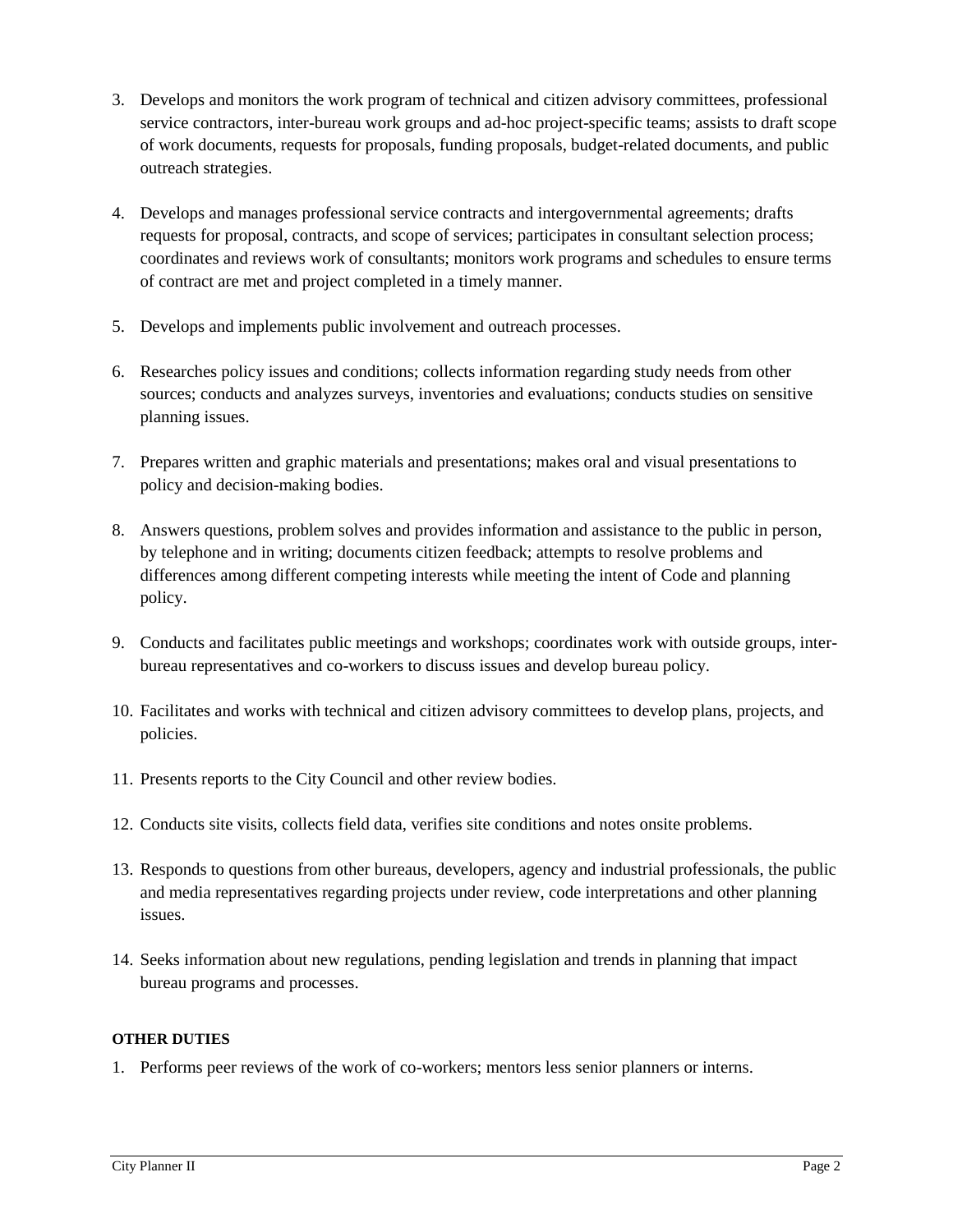3. Develops and monitors the work program of technical and citizen advisory committees, professional service contractors, inter-bureau work groups and ad-hoc project-specific teams; assists to draft scope of work documents, requests for proposals, funding proposals, budget-related documents, and public outreach strategies.

4. Develops and manages professional service contracts and intergovernmental agreements; drafts requests for proposal, contracts, and scope of services; participates in consultant selection process; coordinates and reviews work of consultants; monitors work programs and schedules to ensure terms of contract are met and project completed in a timely manner.

5. Develops and implements public involvement and outreach processes.

6. Researches policy issues and conditions; collects information regarding study needs from other sources; conducts and analyzes surveys, inventories and evaluations; conducts studies on sensitive planning issues.

7. Prepares written and graphic materials and presentations; makes oral and visual presentations to policy and decision-making bodies.

8. Answers questions, problem solves and provides information and assistance to the public in person, by telephone and in writing; documents citizen feedback; attempts to resolve problems and differences among different competing interests while meeting the intent of Code and planning policy.

9. Conducts and facilitates public meetings and workshops; coordinates work with outside groups, inter-bureau representatives and co-workers to discuss issues and develop bureau policy.

10. Facilitates and works with technical and citizen advisory committees to develop plans, projects, and policies.

11. Presents reports to the City Council and other review bodies.

12. Conducts site visits, collects field data, verifies site conditions and notes onsite problems.

13. Responds to questions from other bureaus, developers, agency and industrial professionals, the public and media representatives regarding projects under review, code interpretations and other planning issues.

14. Seeks information about new regulations, pending legislation and trends in planning that impact bureau programs and processes.

**OTHER DUTIES**

1. Performs peer reviews of the work of co-workers; mentors less senior planners or interns.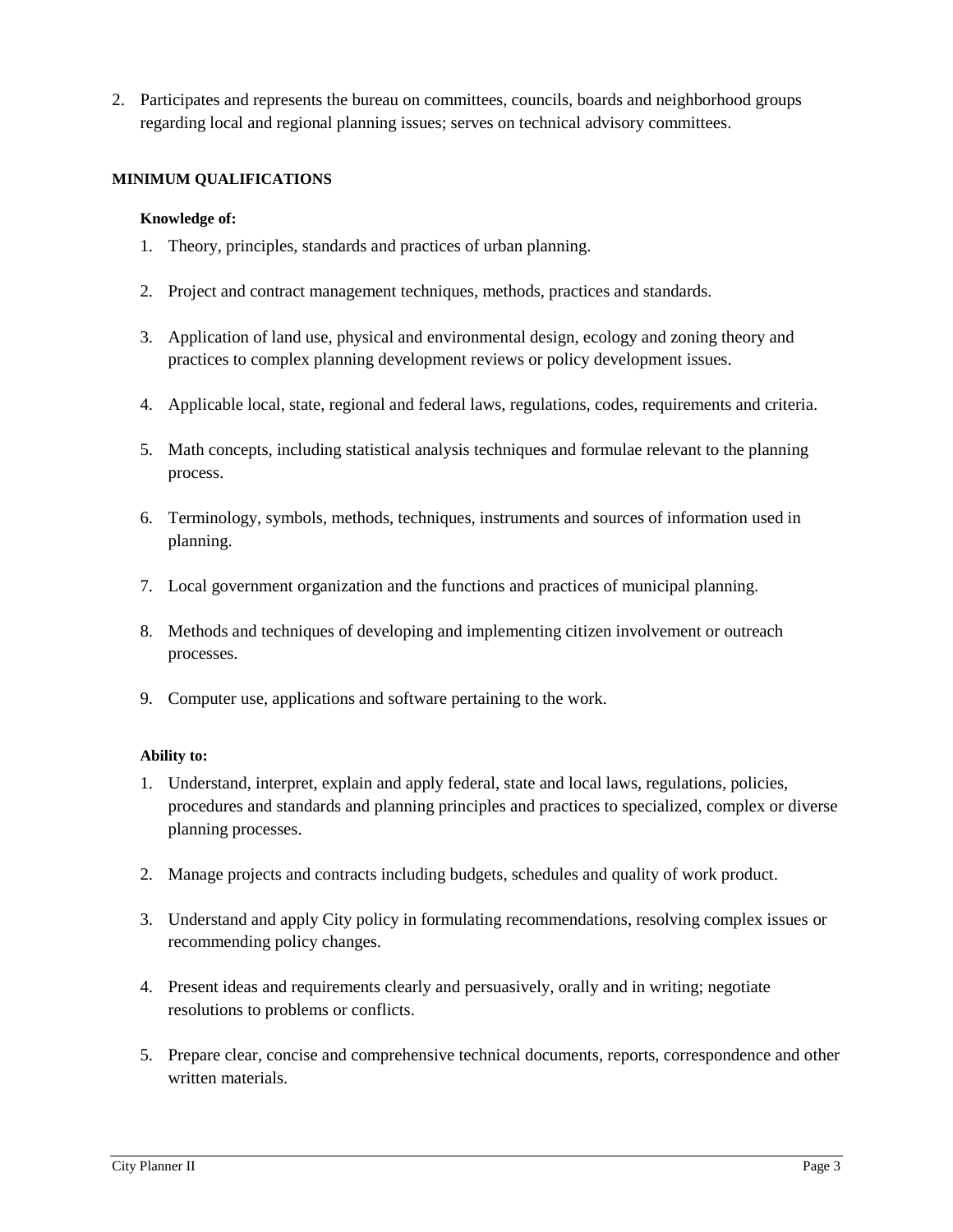2. Participates and represents the bureau on committees, councils, boards and neighborhood groups regarding local and regional planning issues; serves on technical advisory committees.

## MINIMUM QUALIFICATIONS

**Knowledge of:**

1. Theory, principles, standards and practices of urban planning.
2. Project and contract management techniques, methods, practices and standards.
3. Application of land use, physical and environmental design, ecology and zoning theory and practices to complex planning development reviews or policy development issues.
4. Applicable local, state, regional and federal laws, regulations, codes, requirements and criteria.
5. Math concepts, including statistical analysis techniques and formulae relevant to the planning process.
6. Terminology, symbols, methods, techniques, instruments and sources of information used in planning.
7. Local government organization and the functions and practices of municipal planning.
8. Methods and techniques of developing and implementing citizen involvement or outreach processes.
9. Computer use, applications and software pertaining to the work.

**Ability to:**

1. Understand, interpret, explain and apply federal, state and local laws, regulations, policies, procedures and standards and planning principles and practices to specialized, complex or diverse planning processes.
2. Manage projects and contracts including budgets, schedules and quality of work product.
3. Understand and apply City policy in formulating recommendations, resolving complex issues or recommending policy changes.
4. Present ideas and requirements clearly and persuasively, orally and in writing; negotiate resolutions to problems or conflicts.
5. Prepare clear, concise and comprehensive technical documents, reports, correspondence and other written materials.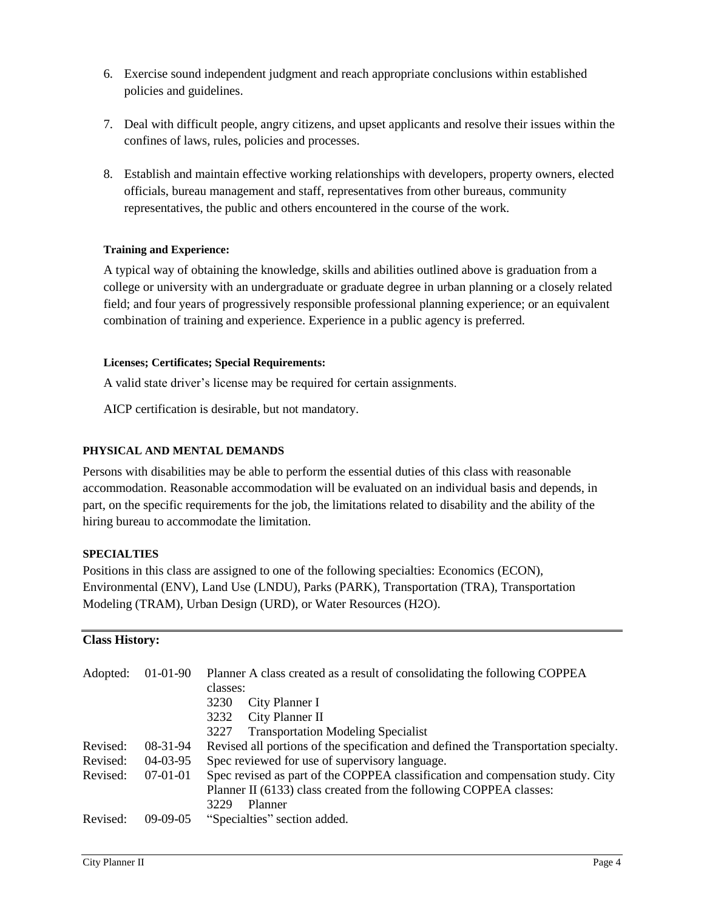6. Exercise sound independent judgment and reach appropriate conclusions within established policies and guidelines.

7. Deal with difficult people, angry citizens, and upset applicants and resolve their issues within the confines of laws, rules, policies and processes.

8. Establish and maintain effective working relationships with developers, property owners, elected officials, bureau management and staff, representatives from other bureaus, community representatives, the public and others encountered in the course of the work.

#### Training and Experience:

A typical way of obtaining the knowledge, skills and abilities outlined above is graduation from a college or university with an undergraduate or graduate degree in urban planning or a closely related field; and four years of progressively responsible professional planning experience; or an equivalent combination of training and experience. Experience in a public agency is preferred.

#### Licenses; Certificates; Special Requirements:

A valid state driver's license may be required for certain assignments.

AICP certification is desirable, but not mandatory.

### PHYSICAL AND MENTAL DEMANDS

Persons with disabilities may be able to perform the essential duties of this class with reasonable accommodation. Reasonable accommodation will be evaluated on an individual basis and depends, in part, on the specific requirements for the job, the limitations related to disability and the ability of the hiring bureau to accommodate the limitation.

### SPECIALTIES

Positions in this class are assigned to one of the following specialties: Economics (ECON), Environmental (ENV), Land Use (LNDU), Parks (PARK), Transportation (TRA), Transportation Modeling (TRAM), Urban Design (URD), or Water Resources (H2O).

---

### Class History:

| | | |
|---|---|---|
| Adopted: | 01-01-90 | Planner A class created as a result of consolidating the following COPPEA classes:<br>3230 City Planner I<br>3232 City Planner II<br>3227 Transportation Modeling Specialist |
| Revised: | 08-31-94 | Revised all portions of the specification and defined the Transportation specialty. |
| Revised: | 04-03-95 | Spec reviewed for use of supervisory language. |
| Revised: | 07-01-01 | Spec revised as part of the COPPEA classification and compensation study. City Planner II (6133) class created from the following COPPEA classes:<br>3229 Planner |
| Revised: | 09-09-05 | "Specialties" section added. |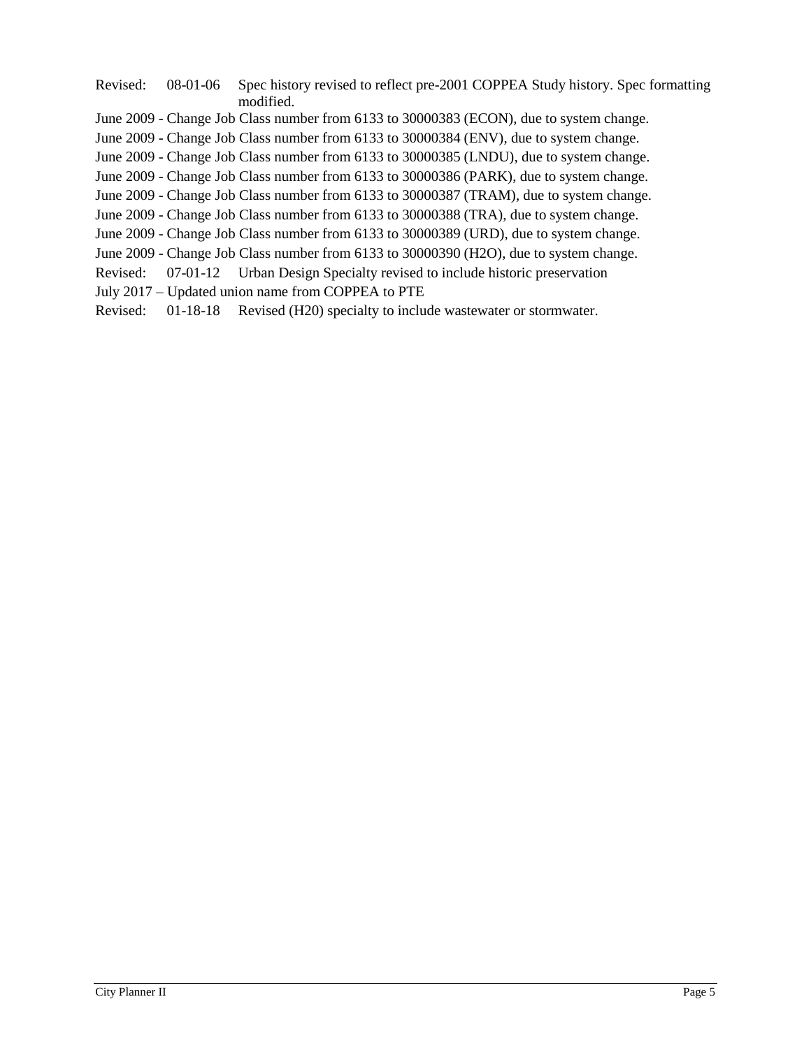Revised: 08-01-06 Spec history revised to reflect pre-2001 COPPEA Study history. Spec formatting modified.

June 2009 - Change Job Class number from 6133 to 30000383 (ECON), due to system change.

June 2009 - Change Job Class number from 6133 to 30000384 (ENV), due to system change.

June 2009 - Change Job Class number from 6133 to 30000385 (LNDU), due to system change.

June 2009 - Change Job Class number from 6133 to 30000386 (PARK), due to system change.

June 2009 - Change Job Class number from 6133 to 30000387 (TRAM), due to system change.

June 2009 - Change Job Class number from 6133 to 30000388 (TRA), due to system change.

June 2009 - Change Job Class number from 6133 to 30000389 (URD), due to system change.

June 2009 - Change Job Class number from 6133 to 30000390 (H2O), due to system change.

Revised: 07-01-12 Urban Design Specialty revised to include historic preservation

July 2017 – Updated union name from COPPEA to PTE

Revised: 01-18-18 Revised (H20) specialty to include wastewater or stormwater.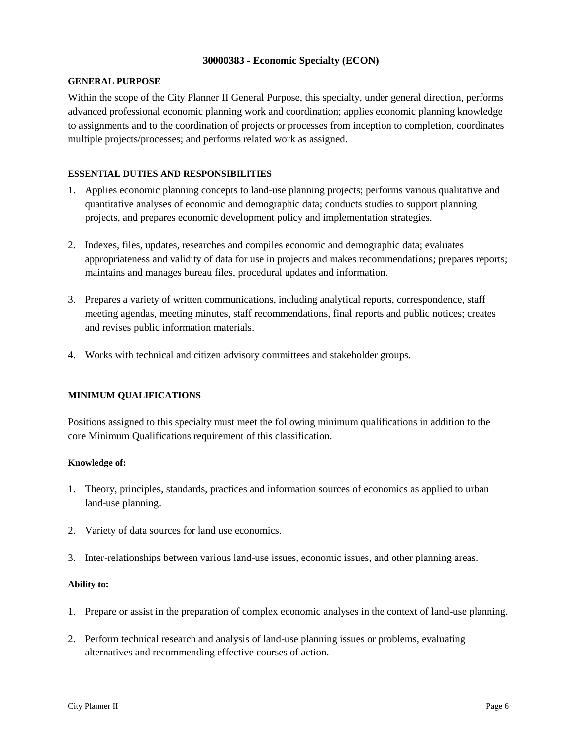## 30000383 - Economic Specialty (ECON)

### GENERAL PURPOSE

Within the scope of the City Planner II General Purpose, this specialty, under general direction, performs advanced professional economic planning work and coordination; applies economic planning knowledge to assignments and to the coordination of projects or processes from inception to completion, coordinates multiple projects/processes; and performs related work as assigned.

### ESSENTIAL DUTIES AND RESPONSIBILITIES

1. Applies economic planning concepts to land-use planning projects; performs various qualitative and quantitative analyses of economic and demographic data; conducts studies to support planning projects, and prepares economic development policy and implementation strategies.

2. Indexes, files, updates, researches and compiles economic and demographic data; evaluates appropriateness and validity of data for use in projects and makes recommendations; prepares reports; maintains and manages bureau files, procedural updates and information.

3. Prepares a variety of written communications, including analytical reports, correspondence, staff meeting agendas, meeting minutes, staff recommendations, final reports and public notices; creates and revises public information materials.

4. Works with technical and citizen advisory committees and stakeholder groups.

### MINIMUM QUALIFICATIONS

Positions assigned to this specialty must meet the following minimum qualifications in addition to the core Minimum Qualifications requirement of this classification.

#### Knowledge of:

1. Theory, principles, standards, practices and information sources of economics as applied to urban land-use planning.

2. Variety of data sources for land use economics.

3. Inter-relationships between various land-use issues, economic issues, and other planning areas.

#### Ability to:

1. Prepare or assist in the preparation of complex economic analyses in the context of land-use planning.

2. Perform technical research and analysis of land-use planning issues or problems, evaluating alternatives and recommending effective courses of action.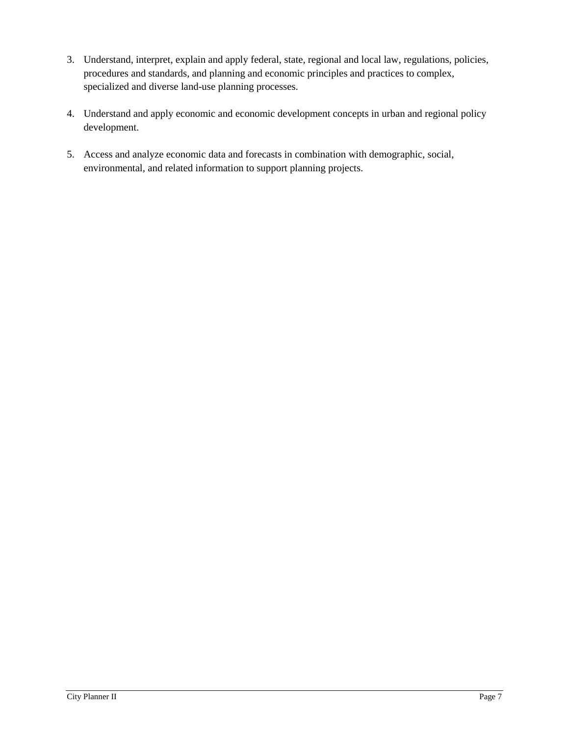3. Understand, interpret, explain and apply federal, state, regional and local law, regulations, policies, procedures and standards, and planning and economic principles and practices to complex, specialized and diverse land-use planning processes.

4. Understand and apply economic and economic development concepts in urban and regional policy development.

5. Access and analyze economic data and forecasts in combination with demographic, social, environmental, and related information to support planning projects.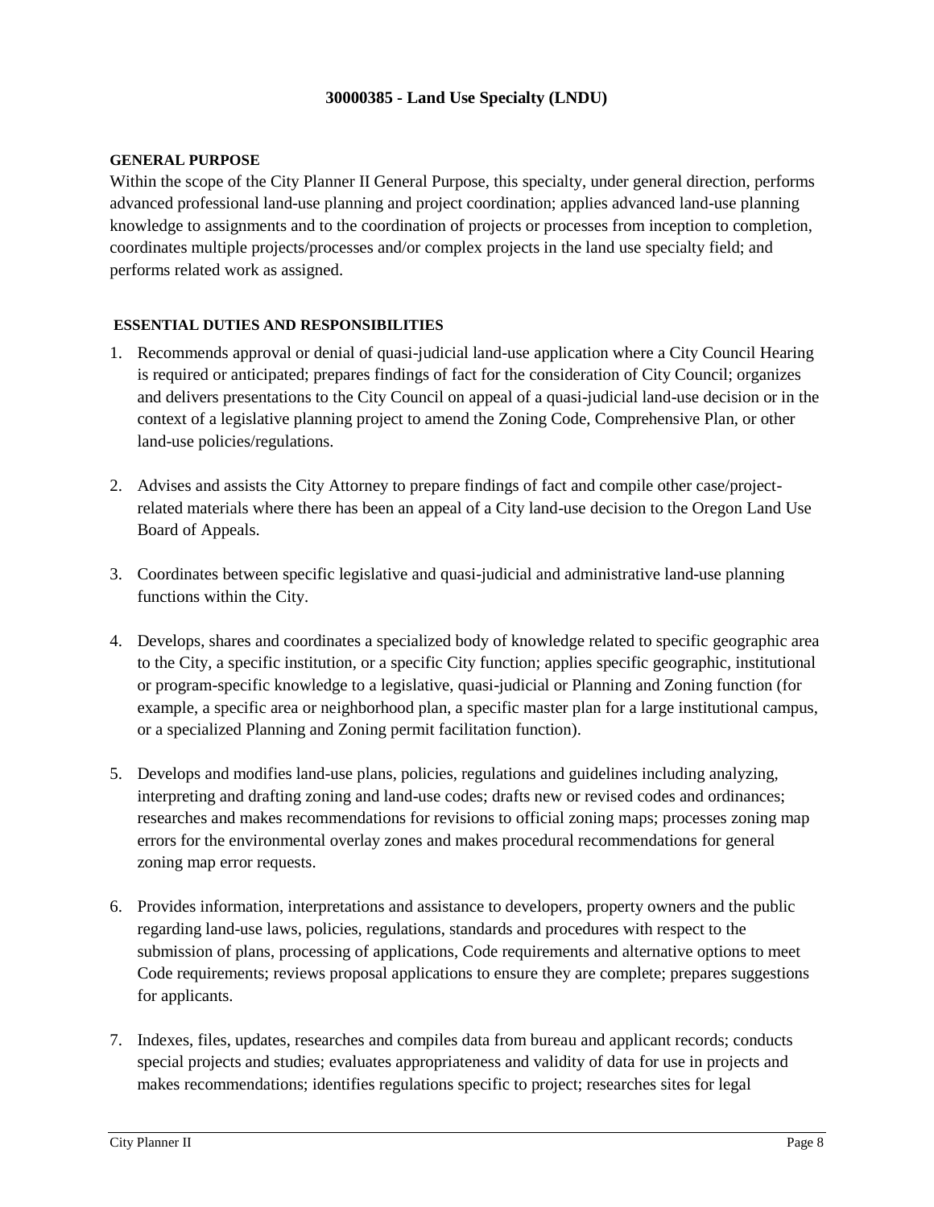## 30000385 - Land Use Specialty (LNDU)

**GENERAL PURPOSE**

Within the scope of the City Planner II General Purpose, this specialty, under general direction, performs advanced professional land-use planning and project coordination; applies advanced land-use planning knowledge to assignments and to the coordination of projects or processes from inception to completion, coordinates multiple projects/processes and/or complex projects in the land use specialty field; and performs related work as assigned.

**ESSENTIAL DUTIES AND RESPONSIBILITIES**

1. Recommends approval or denial of quasi-judicial land-use application where a City Council Hearing is required or anticipated; prepares findings of fact for the consideration of City Council; organizes and delivers presentations to the City Council on appeal of a quasi-judicial land-use decision or in the context of a legislative planning project to amend the Zoning Code, Comprehensive Plan, or other land-use policies/regulations.

2. Advises and assists the City Attorney to prepare findings of fact and compile other case/project-related materials where there has been an appeal of a City land-use decision to the Oregon Land Use Board of Appeals.

3. Coordinates between specific legislative and quasi-judicial and administrative land-use planning functions within the City.

4. Develops, shares and coordinates a specialized body of knowledge related to specific geographic area to the City, a specific institution, or a specific City function; applies specific geographic, institutional or program-specific knowledge to a legislative, quasi-judicial or Planning and Zoning function (for example, a specific area or neighborhood plan, a specific master plan for a large institutional campus, or a specialized Planning and Zoning permit facilitation function).

5. Develops and modifies land-use plans, policies, regulations and guidelines including analyzing, interpreting and drafting zoning and land-use codes; drafts new or revised codes and ordinances; researches and makes recommendations for revisions to official zoning maps; processes zoning map errors for the environmental overlay zones and makes procedural recommendations for general zoning map error requests.

6. Provides information, interpretations and assistance to developers, property owners and the public regarding land-use laws, policies, regulations, standards and procedures with respect to the submission of plans, processing of applications, Code requirements and alternative options to meet Code requirements; reviews proposal applications to ensure they are complete; prepares suggestions for applicants.

7. Indexes, files, updates, researches and compiles data from bureau and applicant records; conducts special projects and studies; evaluates appropriateness and validity of data for use in projects and makes recommendations; identifies regulations specific to project; researches sites for legal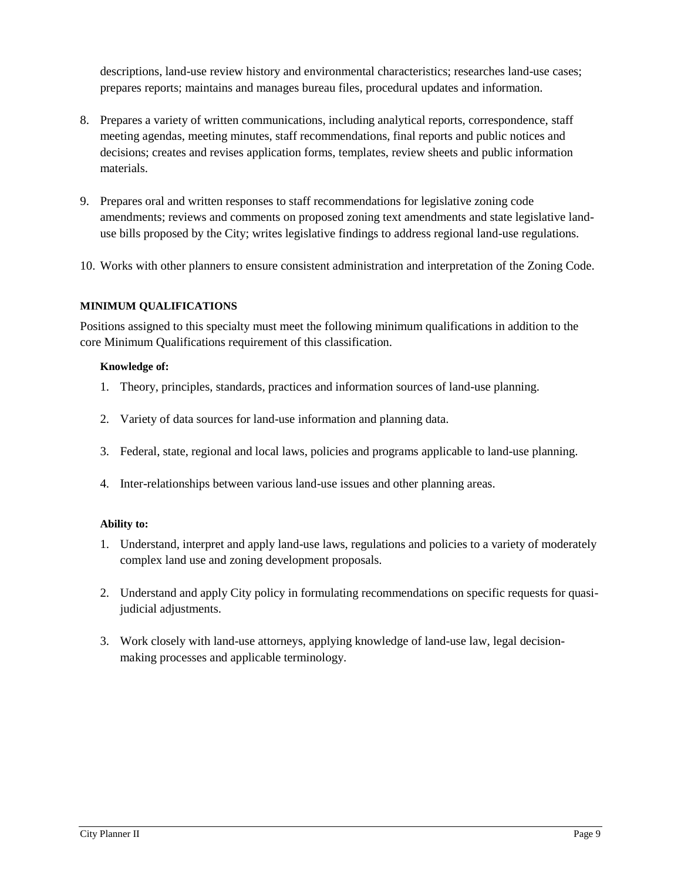descriptions, land-use review history and environmental characteristics; researches land-use cases; prepares reports; maintains and manages bureau files, procedural updates and information.

8. Prepares a variety of written communications, including analytical reports, correspondence, staff meeting agendas, meeting minutes, staff recommendations, final reports and public notices and decisions; creates and revises application forms, templates, review sheets and public information materials.

9. Prepares oral and written responses to staff recommendations for legislative zoning code amendments; reviews and comments on proposed zoning text amendments and state legislative land-use bills proposed by the City; writes legislative findings to address regional land-use regulations.

10. Works with other planners to ensure consistent administration and interpretation of the Zoning Code.

**MINIMUM QUALIFICATIONS**

Positions assigned to this specialty must meet the following minimum qualifications in addition to the core Minimum Qualifications requirement of this classification.

**Knowledge of:**

1. Theory, principles, standards, practices and information sources of land-use planning.

2. Variety of data sources for land-use information and planning data.

3. Federal, state, regional and local laws, policies and programs applicable to land-use planning.

4. Inter-relationships between various land-use issues and other planning areas.

**Ability to:**

1. Understand, interpret and apply land-use laws, regulations and policies to a variety of moderately complex land use and zoning development proposals.

2. Understand and apply City policy in formulating recommendations on specific requests for quasi-judicial adjustments.

3. Work closely with land-use attorneys, applying knowledge of land-use law, legal decision-making processes and applicable terminology.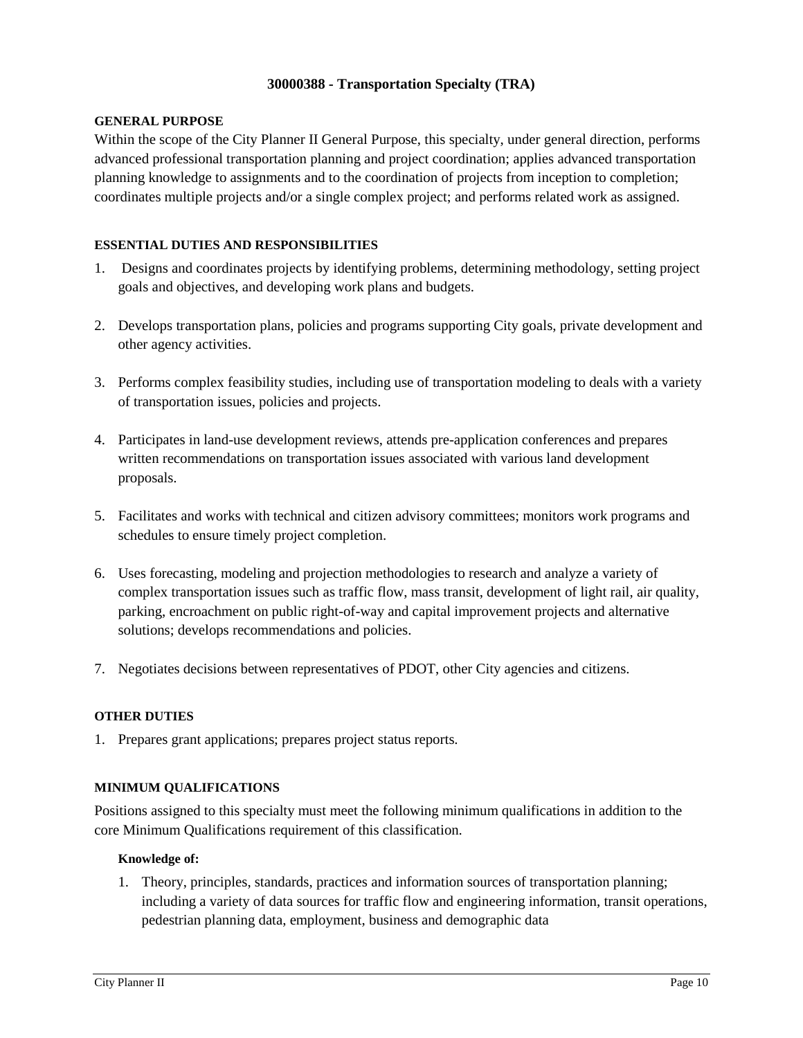## 30000388 - Transportation Specialty (TRA)

### GENERAL PURPOSE

Within the scope of the City Planner II General Purpose, this specialty, under general direction, performs advanced professional transportation planning and project coordination; applies advanced transportation planning knowledge to assignments and to the coordination of projects from inception to completion; coordinates multiple projects and/or a single complex project; and performs related work as assigned.

### ESSENTIAL DUTIES AND RESPONSIBILITIES

1. Designs and coordinates projects by identifying problems, determining methodology, setting project goals and objectives, and developing work plans and budgets.
2. Develops transportation plans, policies and programs supporting City goals, private development and other agency activities.
3. Performs complex feasibility studies, including use of transportation modeling to deals with a variety of transportation issues, policies and projects.
4. Participates in land-use development reviews, attends pre-application conferences and prepares written recommendations on transportation issues associated with various land development proposals.
5. Facilitates and works with technical and citizen advisory committees; monitors work programs and schedules to ensure timely project completion.
6. Uses forecasting, modeling and projection methodologies to research and analyze a variety of complex transportation issues such as traffic flow, mass transit, development of light rail, air quality, parking, encroachment on public right-of-way and capital improvement projects and alternative solutions; develops recommendations and policies.
7. Negotiates decisions between representatives of PDOT, other City agencies and citizens.

### OTHER DUTIES

1. Prepares grant applications; prepares project status reports.

### MINIMUM QUALIFICATIONS

Positions assigned to this specialty must meet the following minimum qualifications in addition to the core Minimum Qualifications requirement of this classification.

#### Knowledge of:

1. Theory, principles, standards, practices and information sources of transportation planning; including a variety of data sources for traffic flow and engineering information, transit operations, pedestrian planning data, employment, business and demographic data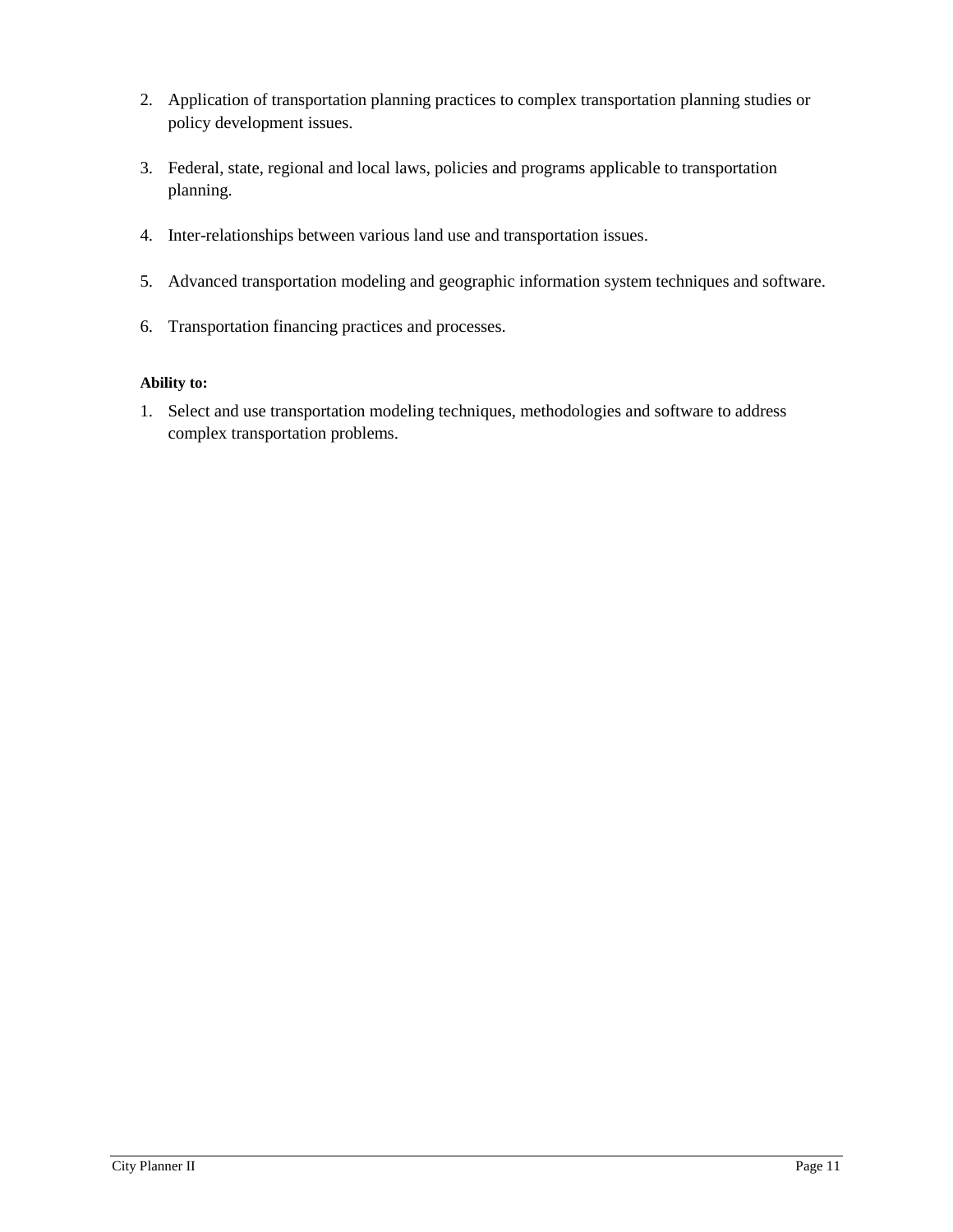2. Application of transportation planning practices to complex transportation planning studies or policy development issues.

3. Federal, state, regional and local laws, policies and programs applicable to transportation planning.

4. Inter-relationships between various land use and transportation issues.

5. Advanced transportation modeling and geographic information system techniques and software.

6. Transportation financing practices and processes.

**Ability to:**

1. Select and use transportation modeling techniques, methodologies and software to address complex transportation problems.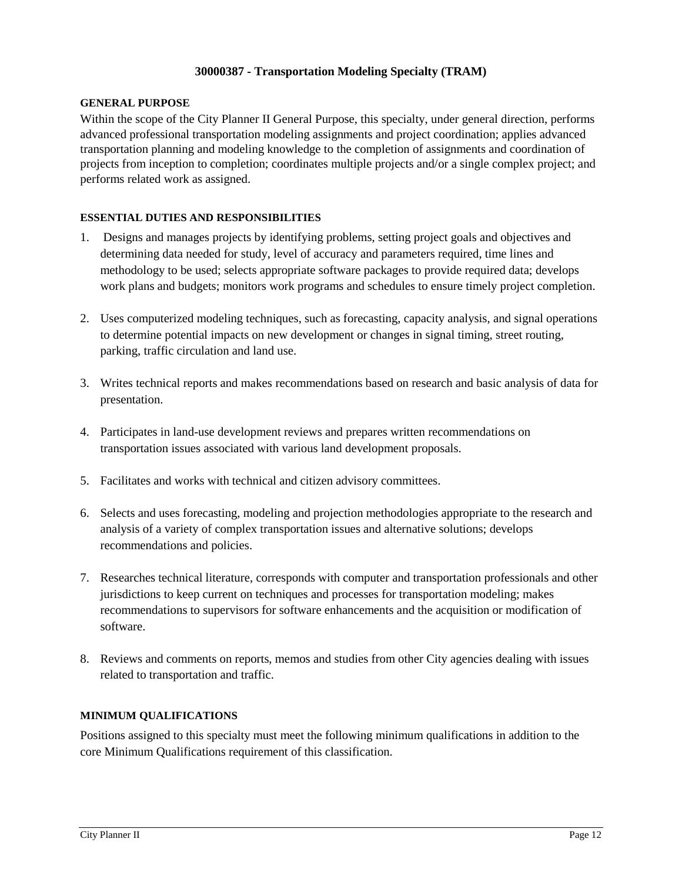## 30000387 - Transportation Modeling Specialty (TRAM)

### GENERAL PURPOSE

Within the scope of the City Planner II General Purpose, this specialty, under general direction, performs advanced professional transportation modeling assignments and project coordination; applies advanced transportation planning and modeling knowledge to the completion of assignments and coordination of projects from inception to completion; coordinates multiple projects and/or a single complex project; and performs related work as assigned.

### ESSENTIAL DUTIES AND RESPONSIBILITIES

1. Designs and manages projects by identifying problems, setting project goals and objectives and determining data needed for study, level of accuracy and parameters required, time lines and methodology to be used; selects appropriate software packages to provide required data; develops work plans and budgets; monitors work programs and schedules to ensure timely project completion.

2. Uses computerized modeling techniques, such as forecasting, capacity analysis, and signal operations to determine potential impacts on new development or changes in signal timing, street routing, parking, traffic circulation and land use.

3. Writes technical reports and makes recommendations based on research and basic analysis of data for presentation.

4. Participates in land-use development reviews and prepares written recommendations on transportation issues associated with various land development proposals.

5. Facilitates and works with technical and citizen advisory committees.

6. Selects and uses forecasting, modeling and projection methodologies appropriate to the research and analysis of a variety of complex transportation issues and alternative solutions; develops recommendations and policies.

7. Researches technical literature, corresponds with computer and transportation professionals and other jurisdictions to keep current on techniques and processes for transportation modeling; makes recommendations to supervisors for software enhancements and the acquisition or modification of software.

8. Reviews and comments on reports, memos and studies from other City agencies dealing with issues related to transportation and traffic.

### MINIMUM QUALIFICATIONS

Positions assigned to this specialty must meet the following minimum qualifications in addition to the core Minimum Qualifications requirement of this classification.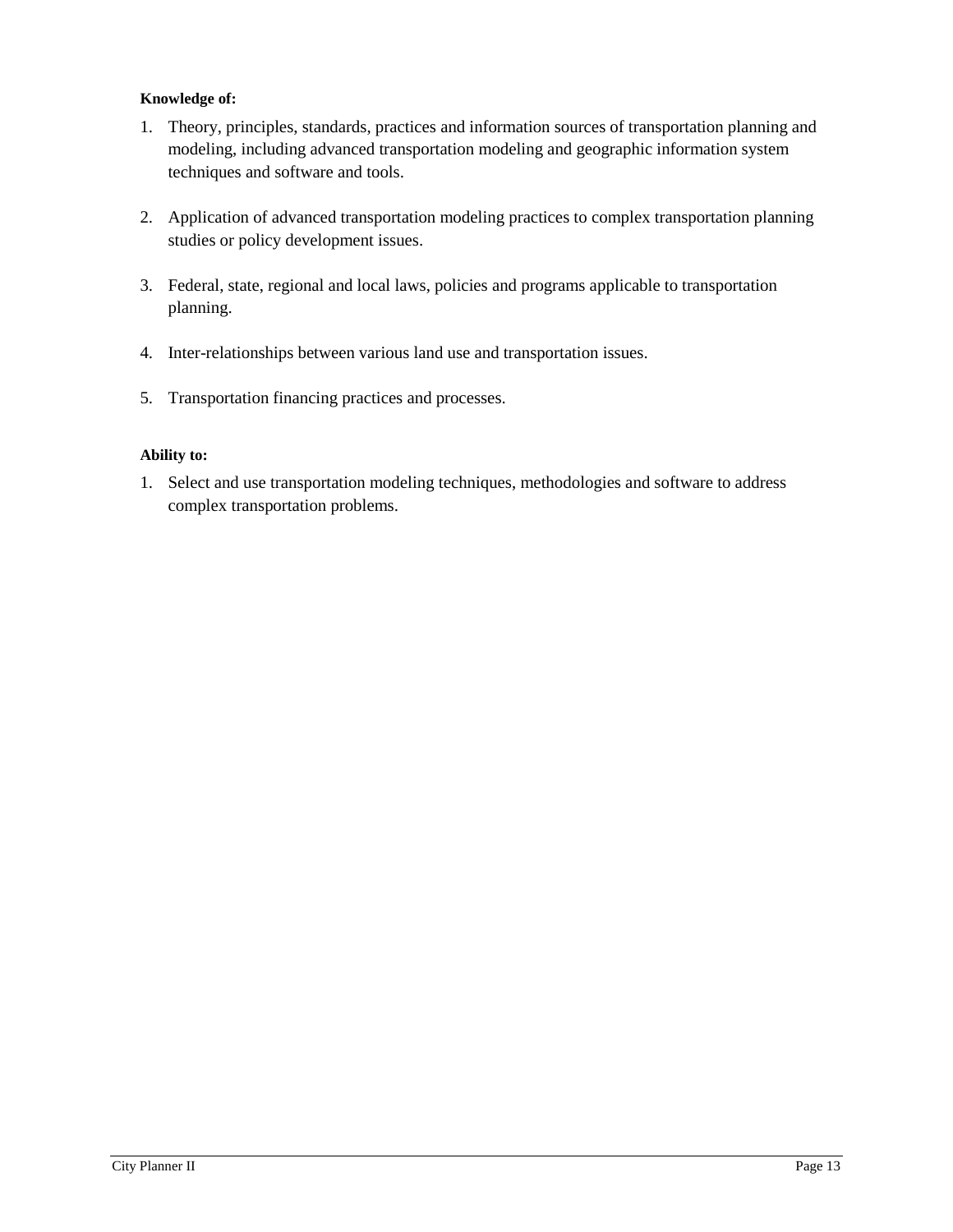**Knowledge of:**

1. Theory, principles, standards, practices and information sources of transportation planning and modeling, including advanced transportation modeling and geographic information system techniques and software and tools.

2. Application of advanced transportation modeling practices to complex transportation planning studies or policy development issues.

3. Federal, state, regional and local laws, policies and programs applicable to transportation planning.

4. Inter-relationships between various land use and transportation issues.

5. Transportation financing practices and processes.

**Ability to:**

1. Select and use transportation modeling techniques, methodologies and software to address complex transportation problems.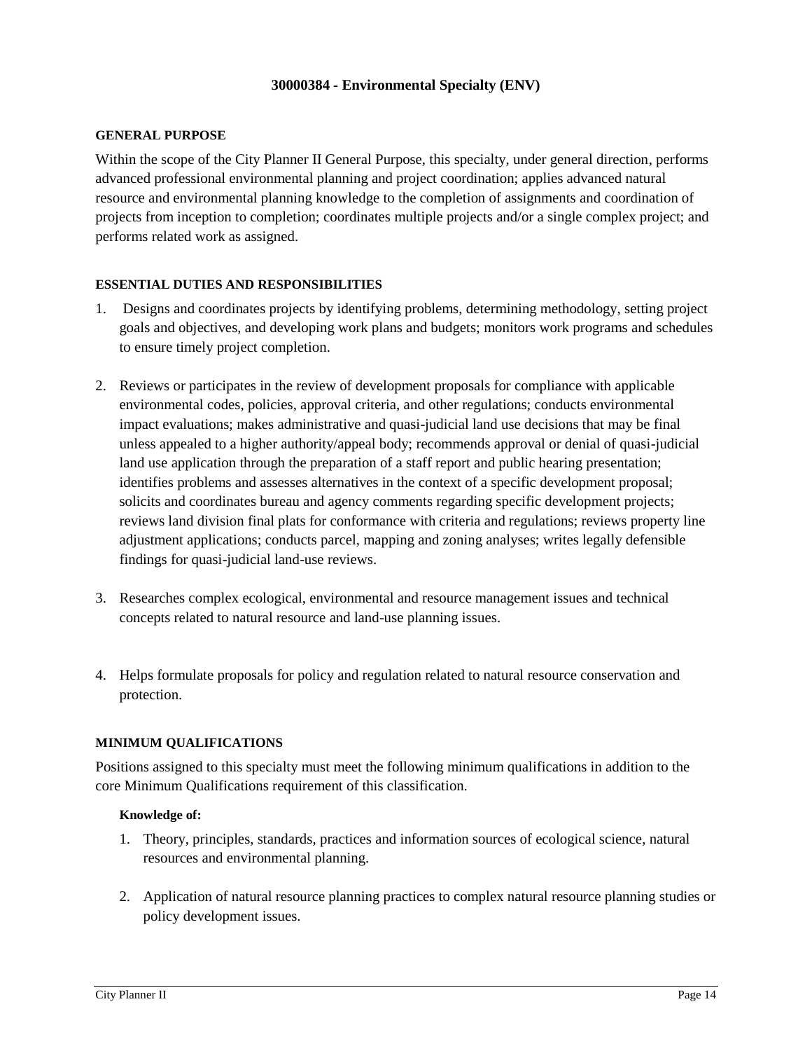# 30000384 - Environmental Specialty (ENV)

## GENERAL PURPOSE

Within the scope of the City Planner II General Purpose, this specialty, under general direction, performs advanced professional environmental planning and project coordination; applies advanced natural resource and environmental planning knowledge to the completion of assignments and coordination of projects from inception to completion; coordinates multiple projects and/or a single complex project; and performs related work as assigned.

## ESSENTIAL DUTIES AND RESPONSIBILITIES

1. Designs and coordinates projects by identifying problems, determining methodology, setting project goals and objectives, and developing work plans and budgets; monitors work programs and schedules to ensure timely project completion.

2. Reviews or participates in the review of development proposals for compliance with applicable environmental codes, policies, approval criteria, and other regulations; conducts environmental impact evaluations; makes administrative and quasi-judicial land use decisions that may be final unless appealed to a higher authority/appeal body; recommends approval or denial of quasi-judicial land use application through the preparation of a staff report and public hearing presentation; identifies problems and assesses alternatives in the context of a specific development proposal; solicits and coordinates bureau and agency comments regarding specific development projects; reviews land division final plats for conformance with criteria and regulations; reviews property line adjustment applications; conducts parcel, mapping and zoning analyses; writes legally defensible findings for quasi-judicial land-use reviews.

3. Researches complex ecological, environmental and resource management issues and technical concepts related to natural resource and land-use planning issues.

4. Helps formulate proposals for policy and regulation related to natural resource conservation and protection.

## MINIMUM QUALIFICATIONS

Positions assigned to this specialty must meet the following minimum qualifications in addition to the core Minimum Qualifications requirement of this classification.

### Knowledge of:

1. Theory, principles, standards, practices and information sources of ecological science, natural resources and environmental planning.

2. Application of natural resource planning practices to complex natural resource planning studies or policy development issues.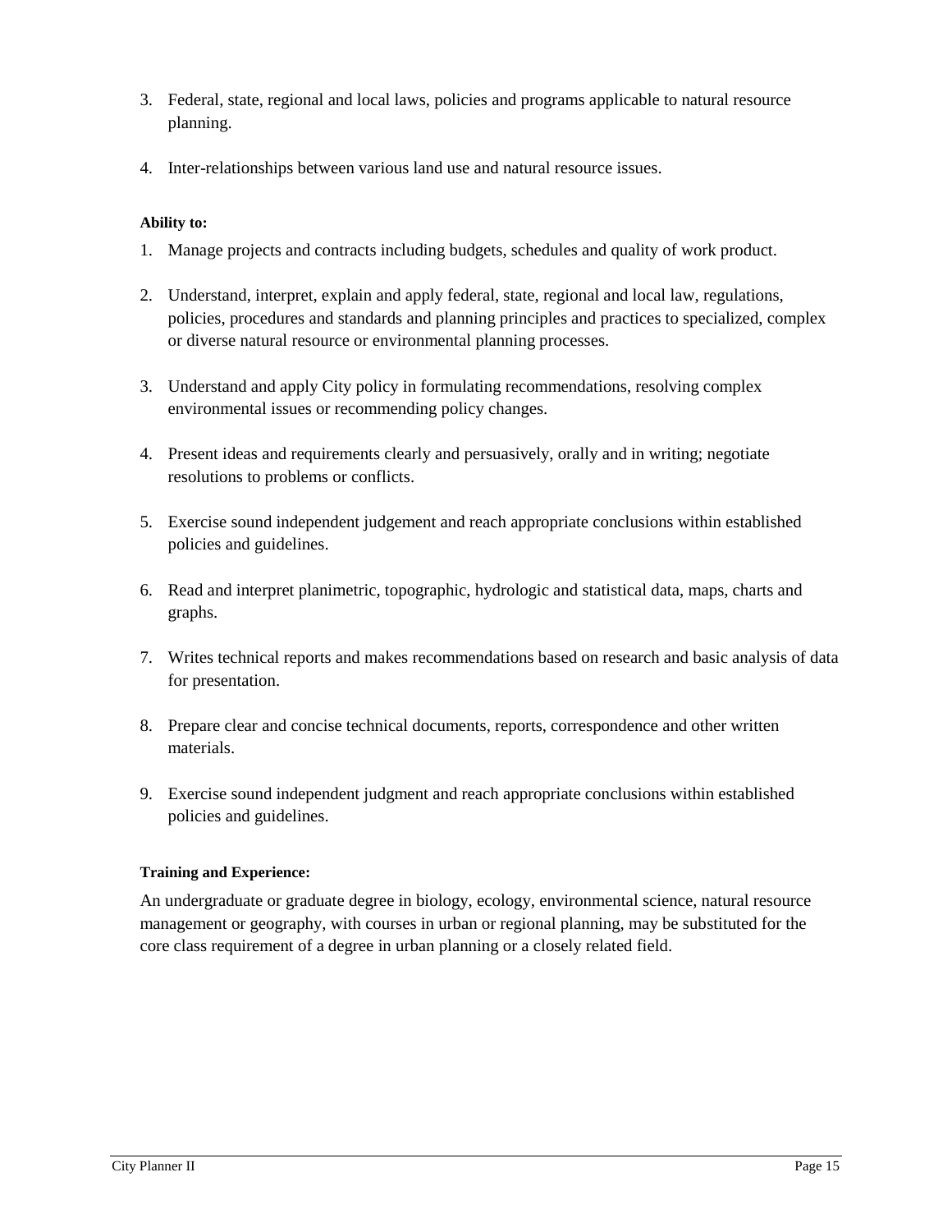3. Federal, state, regional and local laws, policies and programs applicable to natural resource planning.

4. Inter-relationships between various land use and natural resource issues.

**Ability to:**

1. Manage projects and contracts including budgets, schedules and quality of work product.

2. Understand, interpret, explain and apply federal, state, regional and local law, regulations, policies, procedures and standards and planning principles and practices to specialized, complex or diverse natural resource or environmental planning processes.

3. Understand and apply City policy in formulating recommendations, resolving complex environmental issues or recommending policy changes.

4. Present ideas and requirements clearly and persuasively, orally and in writing; negotiate resolutions to problems or conflicts.

5. Exercise sound independent judgement and reach appropriate conclusions within established policies and guidelines.

6. Read and interpret planimetric, topographic, hydrologic and statistical data, maps, charts and graphs.

7. Writes technical reports and makes recommendations based on research and basic analysis of data for presentation.

8. Prepare clear and concise technical documents, reports, correspondence and other written materials.

9. Exercise sound independent judgment and reach appropriate conclusions within established policies and guidelines.

**Training and Experience:**

An undergraduate or graduate degree in biology, ecology, environmental science, natural resource management or geography, with courses in urban or regional planning, may be substituted for the core class requirement of a degree in urban planning or a closely related field.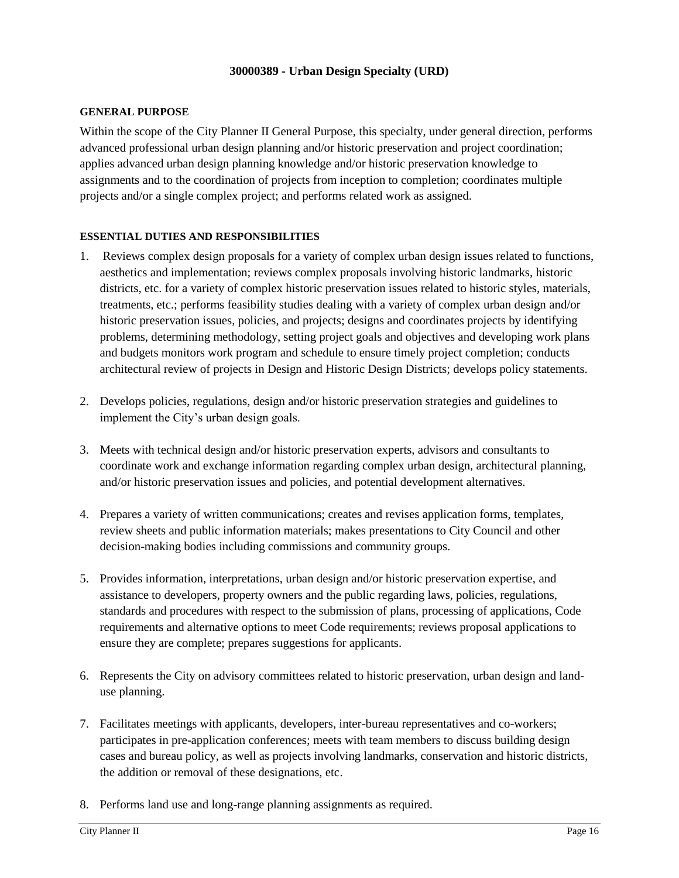## 30000389 - Urban Design Specialty (URD)

### GENERAL PURPOSE

Within the scope of the City Planner II General Purpose, this specialty, under general direction, performs advanced professional urban design planning and/or historic preservation and project coordination; applies advanced urban design planning knowledge and/or historic preservation knowledge to assignments and to the coordination of projects from inception to completion; coordinates multiple projects and/or a single complex project; and performs related work as assigned.

### ESSENTIAL DUTIES AND RESPONSIBILITIES

1. Reviews complex design proposals for a variety of complex urban design issues related to functions, aesthetics and implementation; reviews complex proposals involving historic landmarks, historic districts, etc. for a variety of complex historic preservation issues related to historic styles, materials, treatments, etc.; performs feasibility studies dealing with a variety of complex urban design and/or historic preservation issues, policies, and projects; designs and coordinates projects by identifying problems, determining methodology, setting project goals and objectives and developing work plans and budgets monitors work program and schedule to ensure timely project completion; conducts architectural review of projects in Design and Historic Design Districts; develops policy statements.

2. Develops policies, regulations, design and/or historic preservation strategies and guidelines to implement the City's urban design goals.

3. Meets with technical design and/or historic preservation experts, advisors and consultants to coordinate work and exchange information regarding complex urban design, architectural planning, and/or historic preservation issues and policies, and potential development alternatives.

4. Prepares a variety of written communications; creates and revises application forms, templates, review sheets and public information materials; makes presentations to City Council and other decision-making bodies including commissions and community groups.

5. Provides information, interpretations, urban design and/or historic preservation expertise, and assistance to developers, property owners and the public regarding laws, policies, regulations, standards and procedures with respect to the submission of plans, processing of applications, Code requirements and alternative options to meet Code requirements; reviews proposal applications to ensure they are complete; prepares suggestions for applicants.

6. Represents the City on advisory committees related to historic preservation, urban design and land-use planning.

7. Facilitates meetings with applicants, developers, inter-bureau representatives and co-workers; participates in pre-application conferences; meets with team members to discuss building design cases and bureau policy, as well as projects involving landmarks, conservation and historic districts, the addition or removal of these designations, etc.

8. Performs land use and long-range planning assignments as required.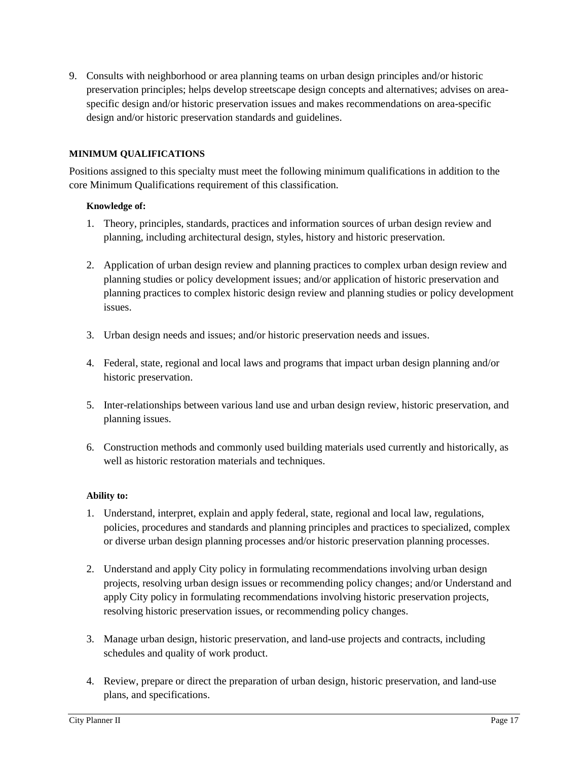9. Consults with neighborhood or area planning teams on urban design principles and/or historic preservation principles; helps develop streetscape design concepts and alternatives; advises on area-specific design and/or historic preservation issues and makes recommendations on area-specific design and/or historic preservation standards and guidelines.

**MINIMUM QUALIFICATIONS**

Positions assigned to this specialty must meet the following minimum qualifications in addition to the core Minimum Qualifications requirement of this classification.

**Knowledge of:**

1. Theory, principles, standards, practices and information sources of urban design review and planning, including architectural design, styles, history and historic preservation.

2. Application of urban design review and planning practices to complex urban design review and planning studies or policy development issues; and/or application of historic preservation and planning practices to complex historic design review and planning studies or policy development issues.

3. Urban design needs and issues; and/or historic preservation needs and issues.

4. Federal, state, regional and local laws and programs that impact urban design planning and/or historic preservation.

5. Inter-relationships between various land use and urban design review, historic preservation, and planning issues.

6. Construction methods and commonly used building materials used currently and historically, as well as historic restoration materials and techniques.

**Ability to:**

1. Understand, interpret, explain and apply federal, state, regional and local law, regulations, policies, procedures and standards and planning principles and practices to specialized, complex or diverse urban design planning processes and/or historic preservation planning processes.

2. Understand and apply City policy in formulating recommendations involving urban design projects, resolving urban design issues or recommending policy changes; and/or Understand and apply City policy in formulating recommendations involving historic preservation projects, resolving historic preservation issues, or recommending policy changes.

3. Manage urban design, historic preservation, and land-use projects and contracts, including schedules and quality of work product.

4. Review, prepare or direct the preparation of urban design, historic preservation, and land-use plans, and specifications.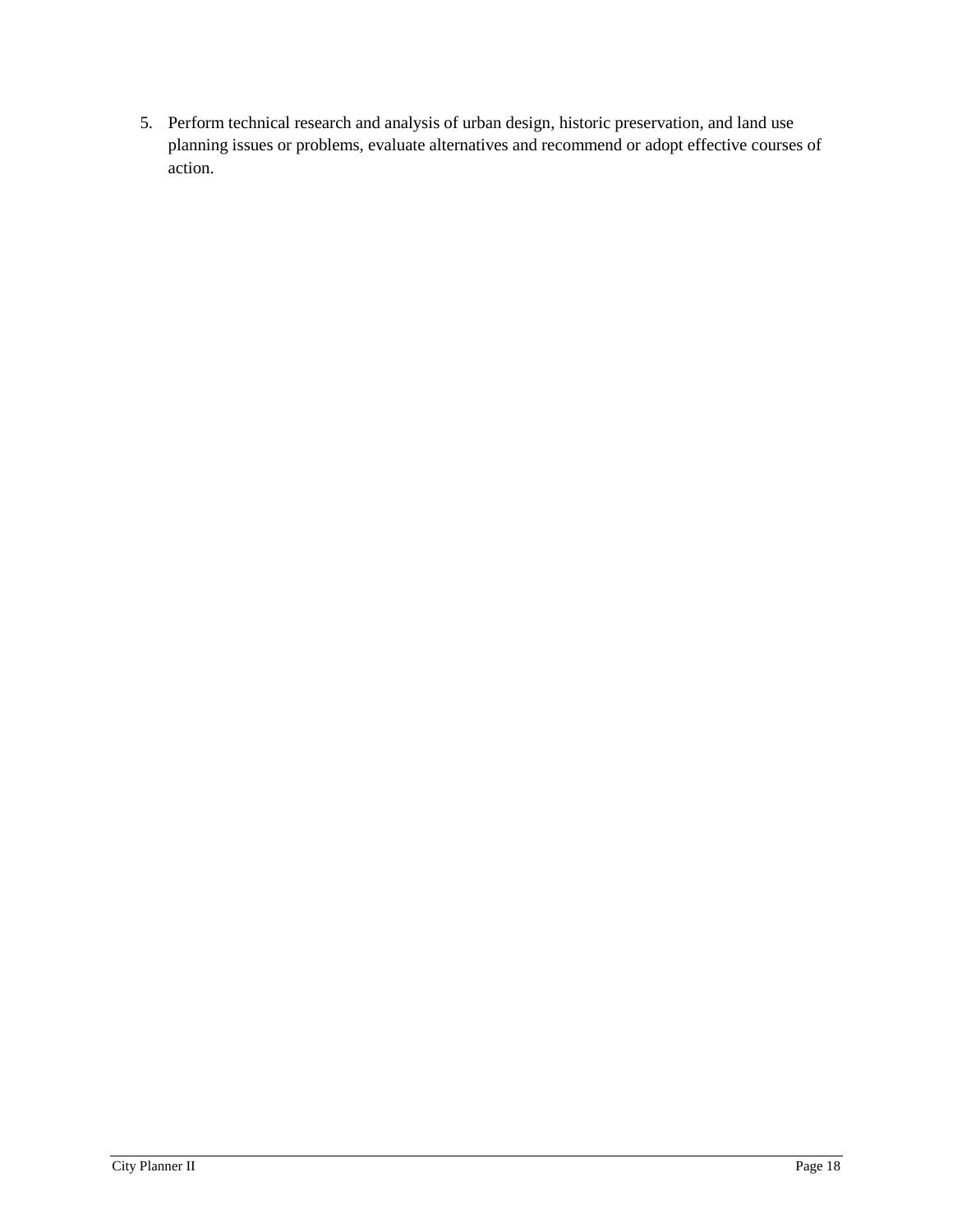5. Perform technical research and analysis of urban design, historic preservation, and land use planning issues or problems, evaluate alternatives and recommend or adopt effective courses of action.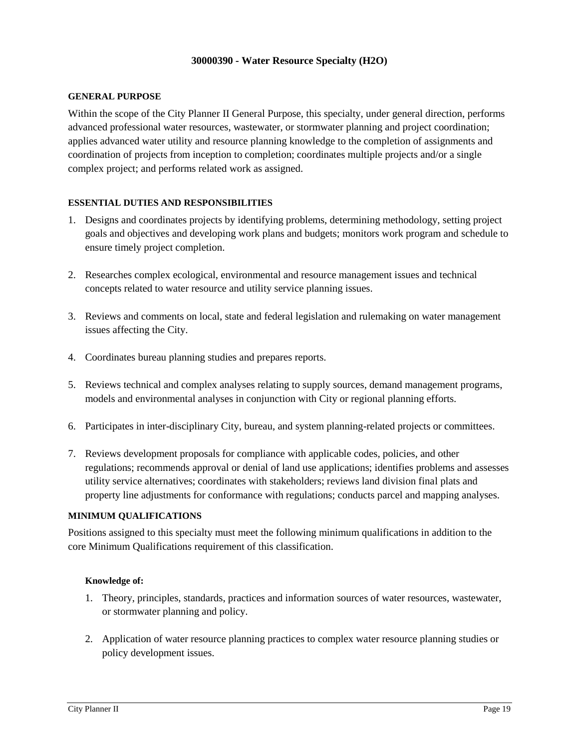## 30000390 - Water Resource Specialty (H2O)

### GENERAL PURPOSE

Within the scope of the City Planner II General Purpose, this specialty, under general direction, performs advanced professional water resources, wastewater, or stormwater planning and project coordination; applies advanced water utility and resource planning knowledge to the completion of assignments and coordination of projects from inception to completion; coordinates multiple projects and/or a single complex project; and performs related work as assigned.

### ESSENTIAL DUTIES AND RESPONSIBILITIES

1. Designs and coordinates projects by identifying problems, determining methodology, setting project goals and objectives and developing work plans and budgets; monitors work program and schedule to ensure timely project completion.

2. Researches complex ecological, environmental and resource management issues and technical concepts related to water resource and utility service planning issues.

3. Reviews and comments on local, state and federal legislation and rulemaking on water management issues affecting the City.

4. Coordinates bureau planning studies and prepares reports.

5. Reviews technical and complex analyses relating to supply sources, demand management programs, models and environmental analyses in conjunction with City or regional planning efforts.

6. Participates in inter-disciplinary City, bureau, and system planning-related projects or committees.

7. Reviews development proposals for compliance with applicable codes, policies, and other regulations; recommends approval or denial of land use applications; identifies problems and assesses utility service alternatives; coordinates with stakeholders; reviews land division final plats and property line adjustments for conformance with regulations; conducts parcel and mapping analyses.

### MINIMUM QUALIFICATIONS

Positions assigned to this specialty must meet the following minimum qualifications in addition to the core Minimum Qualifications requirement of this classification.

#### Knowledge of:

1. Theory, principles, standards, practices and information sources of water resources, wastewater, or stormwater planning and policy.

2. Application of water resource planning practices to complex water resource planning studies or policy development issues.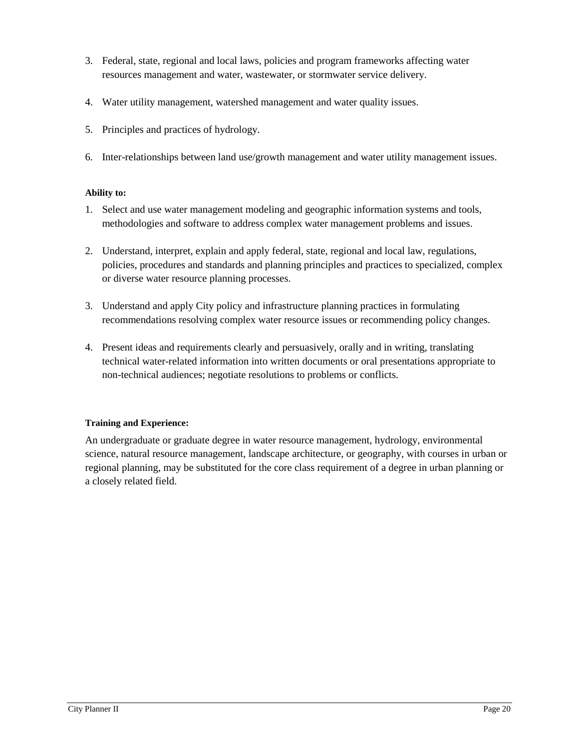3. Federal, state, regional and local laws, policies and program frameworks affecting water resources management and water, wastewater, or stormwater service delivery.

4. Water utility management, watershed management and water quality issues.

5. Principles and practices of hydrology.

6. Inter-relationships between land use/growth management and water utility management issues.

**Ability to:**

1. Select and use water management modeling and geographic information systems and tools, methodologies and software to address complex water management problems and issues.

2. Understand, interpret, explain and apply federal, state, regional and local law, regulations, policies, procedures and standards and planning principles and practices to specialized, complex or diverse water resource planning processes.

3. Understand and apply City policy and infrastructure planning practices in formulating recommendations resolving complex water resource issues or recommending policy changes.

4. Present ideas and requirements clearly and persuasively, orally and in writing, translating technical water-related information into written documents or oral presentations appropriate to non-technical audiences; negotiate resolutions to problems or conflicts.

**Training and Experience:**

An undergraduate or graduate degree in water resource management, hydrology, environmental science, natural resource management, landscape architecture, or geography, with courses in urban or regional planning, may be substituted for the core class requirement of a degree in urban planning or a closely related field.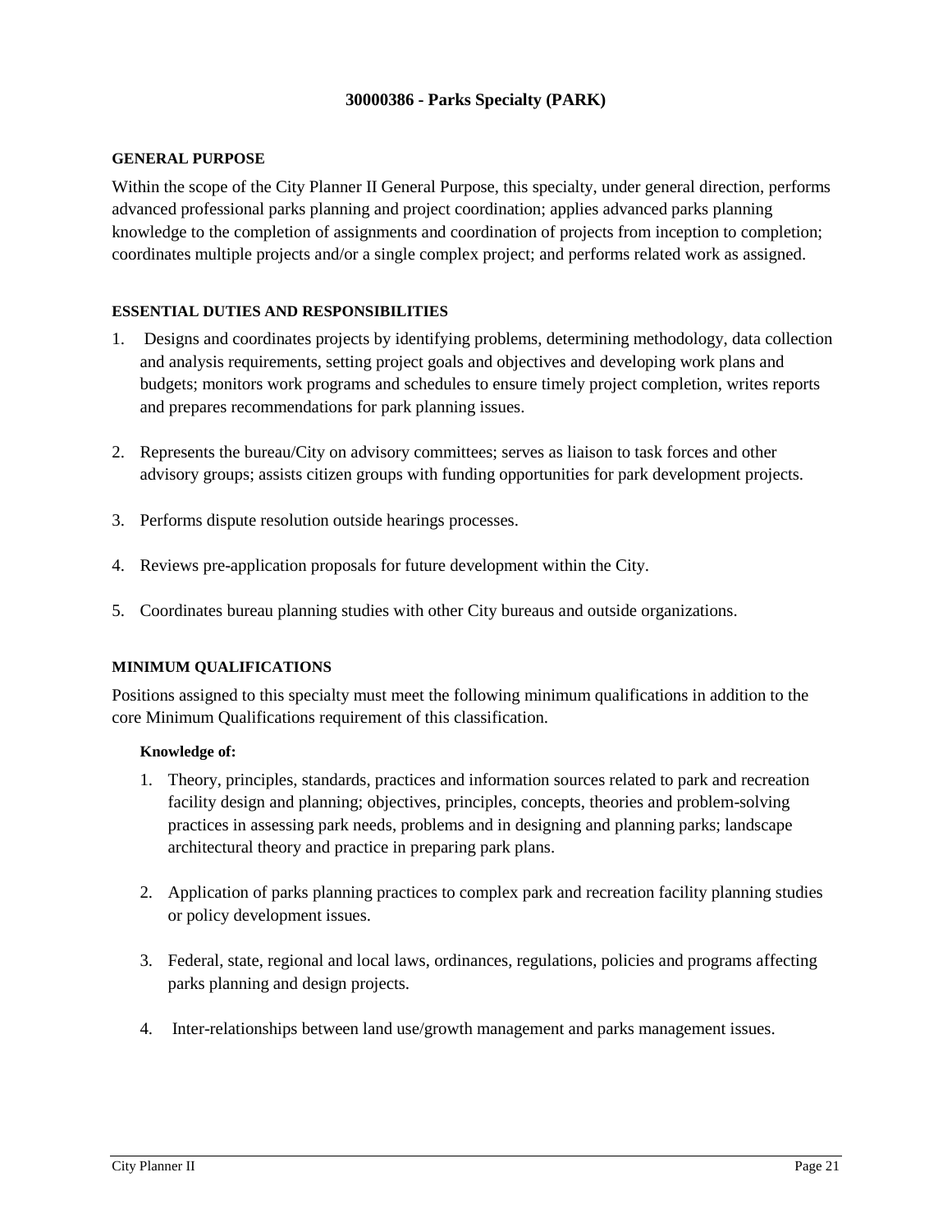## 30000386 - Parks Specialty (PARK)

### GENERAL PURPOSE

Within the scope of the City Planner II General Purpose, this specialty, under general direction, performs advanced professional parks planning and project coordination; applies advanced parks planning knowledge to the completion of assignments and coordination of projects from inception to completion; coordinates multiple projects and/or a single complex project; and performs related work as assigned.

### ESSENTIAL DUTIES AND RESPONSIBILITIES

1. Designs and coordinates projects by identifying problems, determining methodology, data collection and analysis requirements, setting project goals and objectives and developing work plans and budgets; monitors work programs and schedules to ensure timely project completion, writes reports and prepares recommendations for park planning issues.

2. Represents the bureau/City on advisory committees; serves as liaison to task forces and other advisory groups; assists citizen groups with funding opportunities for park development projects.

3. Performs dispute resolution outside hearings processes.

4. Reviews pre-application proposals for future development within the City.

5. Coordinates bureau planning studies with other City bureaus and outside organizations.

### MINIMUM QUALIFICATIONS

Positions assigned to this specialty must meet the following minimum qualifications in addition to the core Minimum Qualifications requirement of this classification.

#### Knowledge of:

1. Theory, principles, standards, practices and information sources related to park and recreation facility design and planning; objectives, principles, concepts, theories and problem-solving practices in assessing park needs, problems and in designing and planning parks; landscape architectural theory and practice in preparing park plans.

2. Application of parks planning practices to complex park and recreation facility planning studies or policy development issues.

3. Federal, state, regional and local laws, ordinances, regulations, policies and programs affecting parks planning and design projects.

4. Inter-relationships between land use/growth management and parks management issues.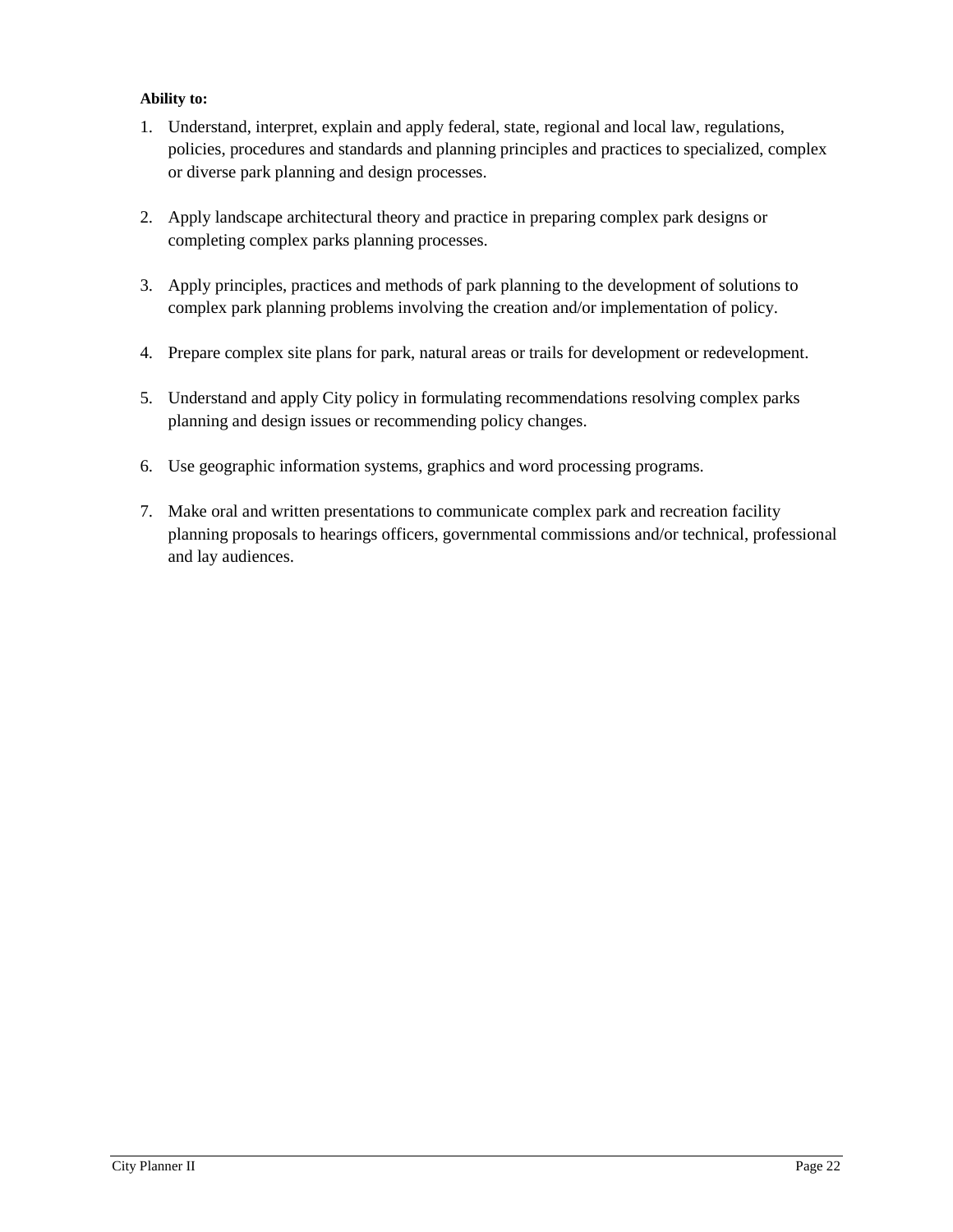**Ability to:**

1. Understand, interpret, explain and apply federal, state, regional and local law, regulations, policies, procedures and standards and planning principles and practices to specialized, complex or diverse park planning and design processes.

2. Apply landscape architectural theory and practice in preparing complex park designs or completing complex parks planning processes.

3. Apply principles, practices and methods of park planning to the development of solutions to complex park planning problems involving the creation and/or implementation of policy.

4. Prepare complex site plans for park, natural areas or trails for development or redevelopment.

5. Understand and apply City policy in formulating recommendations resolving complex parks planning and design issues or recommending policy changes.

6. Use geographic information systems, graphics and word processing programs.

7. Make oral and written presentations to communicate complex park and recreation facility planning proposals to hearings officers, governmental commissions and/or technical, professional and lay audiences.